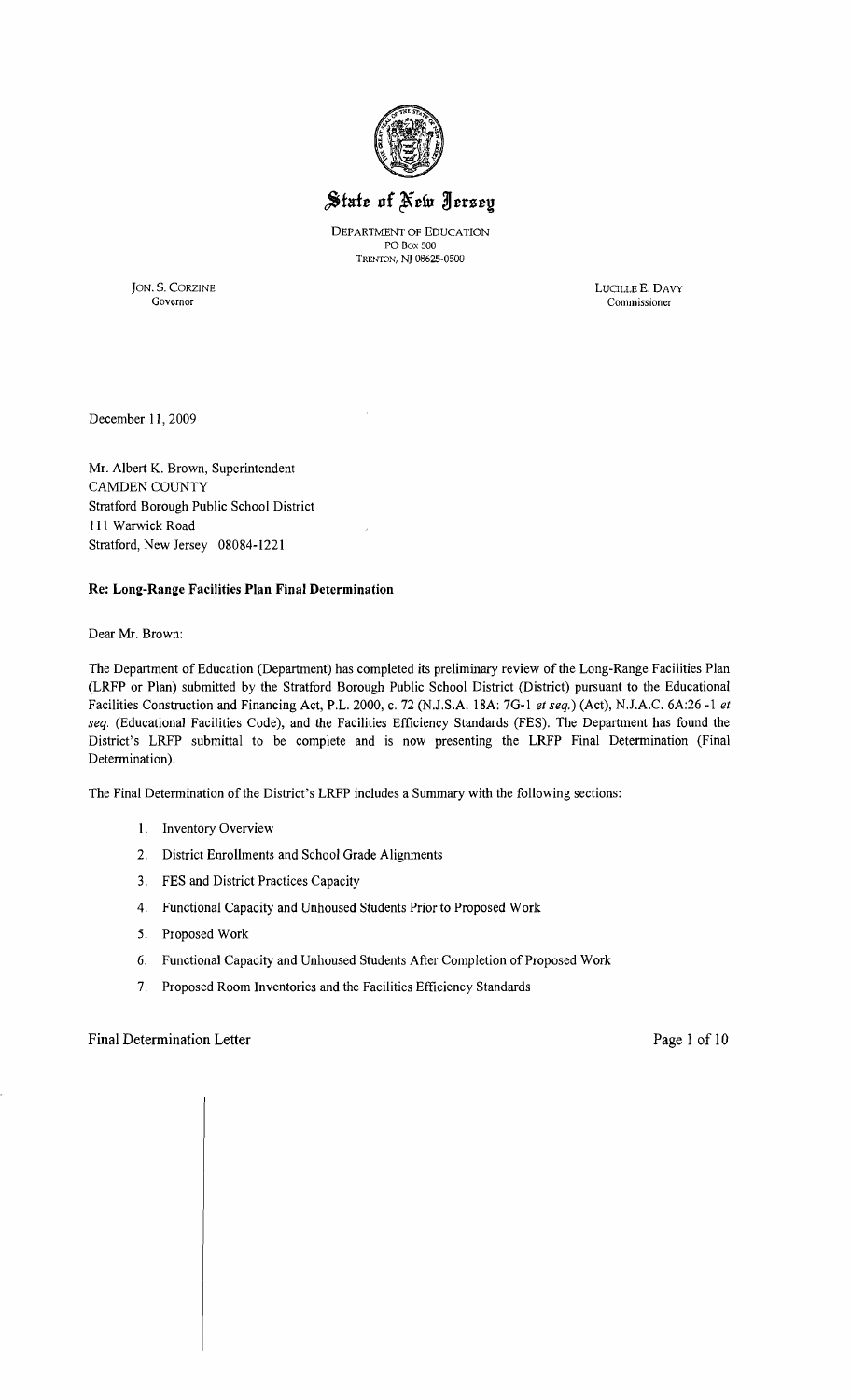# State of New Jersey

DEPARTMENT OF EDUCATION
PO BOX 500
TRENTON, NJ 08625-0500

JON. S. CORZINE
Governor

LUCILLE E. DAVY
Commissioner

December 11, 2009

Mr. Albert K. Brown, Superintendent
CAMDEN COUNTY
Stratford Borough Public School District
111 Warwick Road
Stratford, New Jersey 08084-1221

**Re: Long-Range Facilities Plan Final Determination**

Dear Mr. Brown:

The Department of Education (Department) has completed its preliminary review of the Long-Range Facilities Plan (LRFP or Plan) submitted by the Stratford Borough Public School District (District) pursuant to the Educational Facilities Construction and Financing Act, P.L. 2000, c. 72 (N.J.S.A. 18A: 7G-1 *et seq.*) (Act), N.J.A.C. 6A:26 -1 *et seq.* (Educational Facilities Code), and the Facilities Efficiency Standards (FES). The Department has found the District's LRFP submittal to be complete and is now presenting the LRFP Final Determination (Final Determination).

The Final Determination of the District's LRFP includes a Summary with the following sections:

1. Inventory Overview
2. District Enrollments and School Grade Alignments
3. FES and District Practices Capacity
4. Functional Capacity and Unhoused Students Prior to Proposed Work
5. Proposed Work
6. Functional Capacity and Unhoused Students After Completion of Proposed Work
7. Proposed Room Inventories and the Facilities Efficiency Standards

Final Determination Letter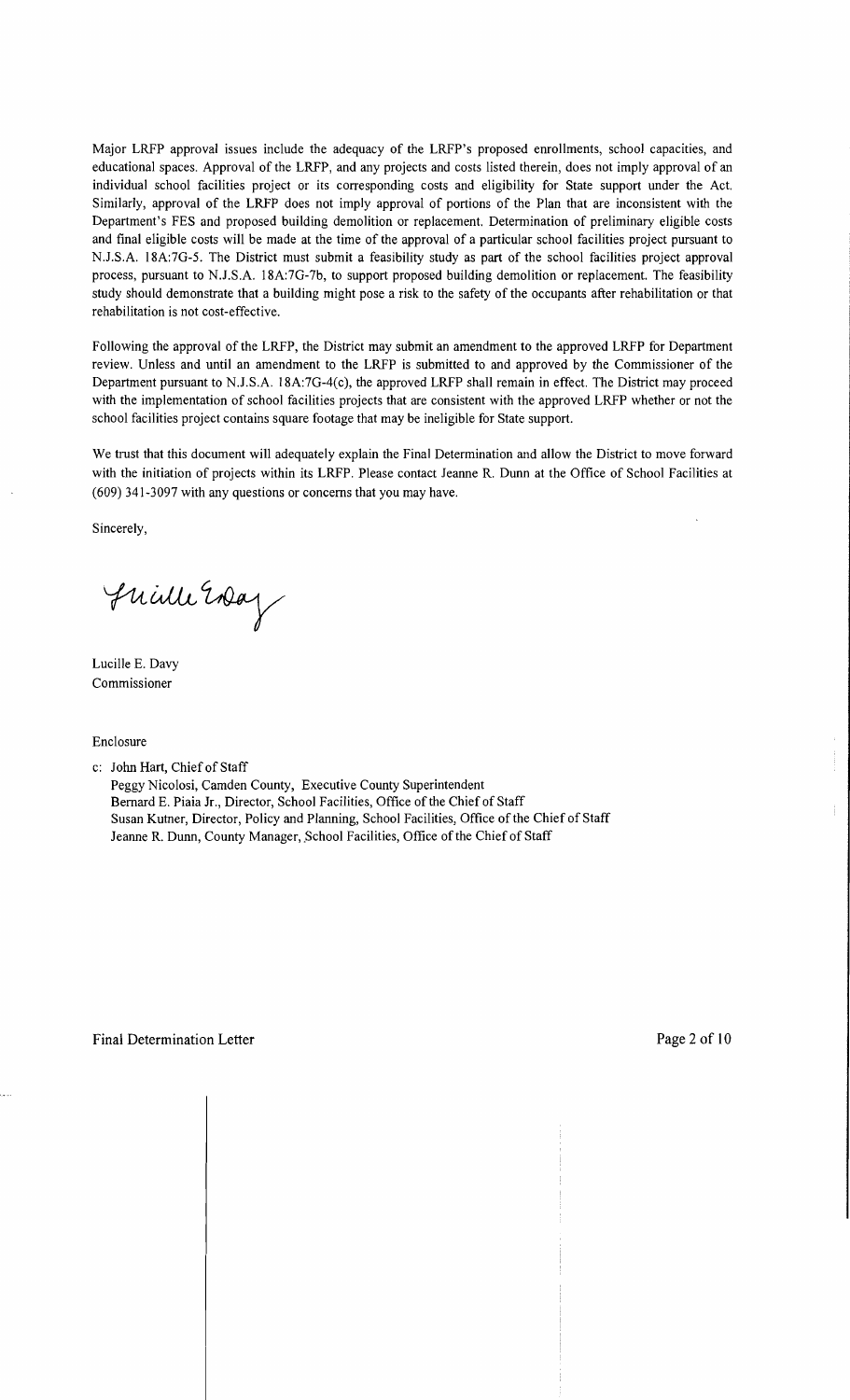Major LRFP approval issues include the adequacy of the LRFP's proposed enrollments, school capacities, and educational spaces. Approval of the LRFP, and any projects and costs listed therein, does not imply approval of an individual school facilities project or its corresponding costs and eligibility for State support under the Act. Similarly, approval of the LRFP does not imply approval of portions of the Plan that are inconsistent with the Department's FES and proposed building demolition or replacement. Determination of preliminary eligible costs and final eligible costs will be made at the time of the approval of a particular school facilities project pursuant to N.J.S.A. 18A:7G-5. The District must submit a feasibility study as part of the school facilities project approval process, pursuant to N.J.S.A. 18A:7G-7b, to support proposed building demolition or replacement. The feasibility study should demonstrate that a building might pose a risk to the safety of the occupants after rehabilitation or that rehabilitation is not cost-effective.

Following the approval of the LRFP, the District may submit an amendment to the approved LRFP for Department review. Unless and until an amendment to the LRFP is submitted to and approved by the Commissioner of the Department pursuant to N.J.S.A. 18A:7G-4(c), the approved LRFP shall remain in effect. The District may proceed with the implementation of school facilities projects that are consistent with the approved LRFP whether or not the school facilities project contains square footage that may be ineligible for State support.

We trust that this document will adequately explain the Final Determination and allow the District to move forward with the initiation of projects within its LRFP. Please contact Jeanne R. Dunn at the Office of School Facilities at (609) 341-3097 with any questions or concerns that you may have.

Sincerely,

Lucille E. Davy
Commissioner

Enclosure

c: John Hart, Chief of Staff
Peggy Nicolosi, Camden County, Executive County Superintendent
Bernard E. Piaia Jr., Director, School Facilities, Office of the Chief of Staff
Susan Kutner, Director, Policy and Planning, School Facilities, Office of the Chief of Staff
Jeanne R. Dunn, County Manager, School Facilities, Office of the Chief of Staff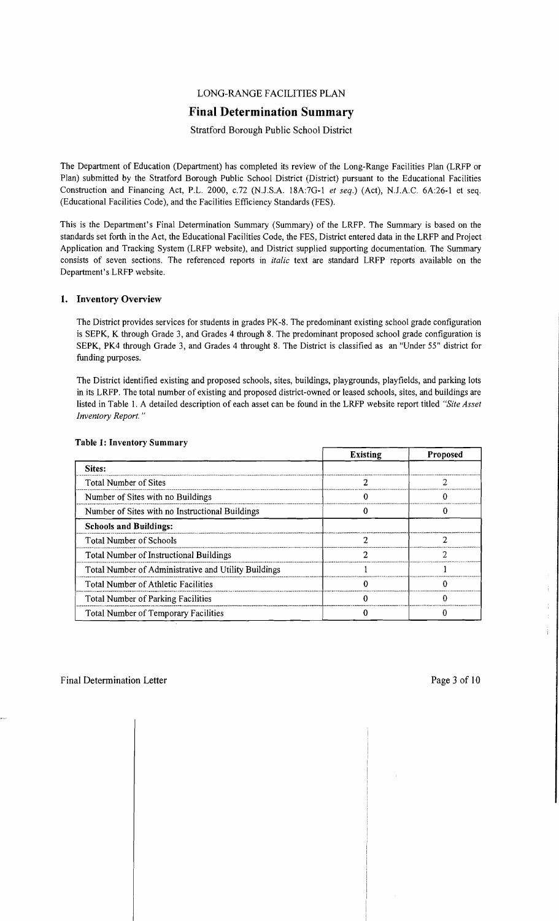LONG-RANGE FACILITIES PLAN

# Final Determination Summary

Stratford Borough Public School District

The Department of Education (Department) has completed its review of the Long-Range Facilities Plan (LRFP or Plan) submitted by the Stratford Borough Public School District (District) pursuant to the Educational Facilities Construction and Financing Act, P.L. 2000, c.72 (N.J.S.A. 18A:7G-1 *et seq.*) (Act), N.J.A.C. 6A:26-1 et seq. (Educational Facilities Code), and the Facilities Efficiency Standards (FES).

This is the Department's Final Determination Summary (Summary) of the LRFP. The Summary is based on the standards set forth in the Act, the Educational Facilities Code, the FES, District entered data in the LRFP and Project Application and Tracking System (LRFP website), and District supplied supporting documentation. The Summary consists of seven sections. The referenced reports in *italic* text are standard LRFP reports available on the Department's LRFP website.

## 1. Inventory Overview

The District provides services for students in grades PK-8. The predominant existing school grade configuration is SEPK, K through Grade 3, and Grades 4 through 8. The predominant proposed school grade configuration is SEPK, PK4 through Grade 3, and Grades 4 throught 8. The District is classified as an "Under 55" district for funding purposes.

The District identified existing and proposed schools, sites, buildings, playgrounds, playfields, and parking lots in its LRFP. The total number of existing and proposed district-owned or leased schools, sites, and buildings are listed in Table 1. A detailed description of each asset can be found in the LRFP website report titled *"Site Asset Inventory Report."*

**Table 1: Inventory Summary**

| | Existing | Proposed |
|---|---|---|
| **Sites:** | | |
| Total Number of Sites | 2 | 2 |
| Number of Sites with no Buildings | 0 | 0 |
| Number of Sites with no Instructional Buildings | 0 | 0 |
| **Schools and Buildings:** | | |
| Total Number of Schools | 2 | 2 |
| Total Number of Instructional Buildings | 2 | 2 |
| Total Number of Administrative and Utility Buildings | 1 | 1 |
| Total Number of Athletic Facilities | 0 | 0 |
| Total Number of Parking Facilities | 0 | 0 |
| Total Number of Temporary Facilities | 0 | 0 |

Final Determination Letter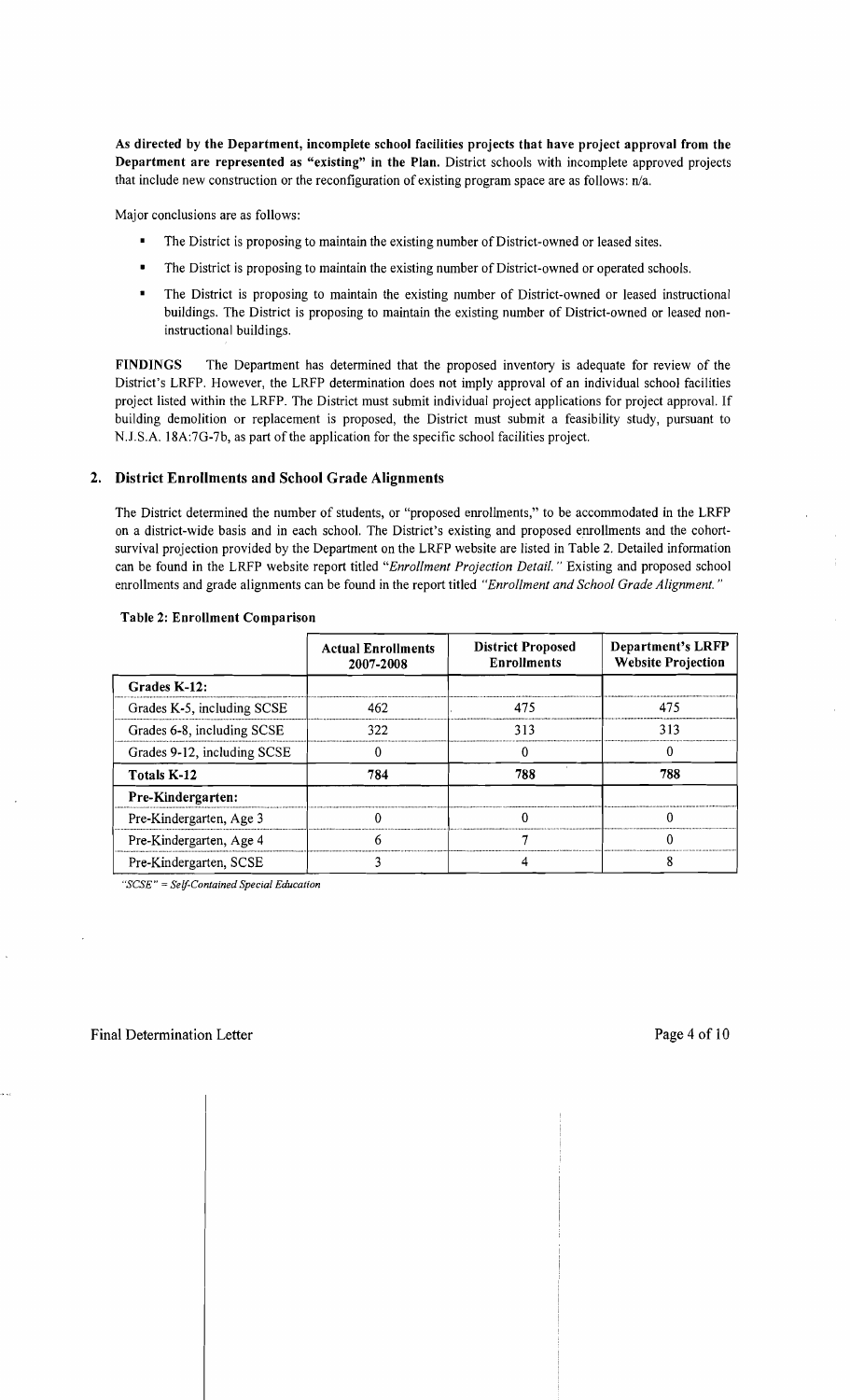**As directed by the Department, incomplete school facilities projects that have project approval from the Department are represented as "existing" in the Plan.** District schools with incomplete approved projects that include new construction or the reconfiguration of existing program space are as follows: n/a.

Major conclusions are as follows:

- The District is proposing to maintain the existing number of District-owned or leased sites.
- The District is proposing to maintain the existing number of District-owned or operated schools.
- The District is proposing to maintain the existing number of District-owned or leased instructional buildings. The District is proposing to maintain the existing number of District-owned or leased non-instructional buildings.

**FINDINGS** The Department has determined that the proposed inventory is adequate for review of the District's LRFP. However, the LRFP determination does not imply approval of an individual school facilities project listed within the LRFP. The District must submit individual project applications for project approval. If building demolition or replacement is proposed, the District must submit a feasibility study, pursuant to N.J.S.A. 18A:7G-7b, as part of the application for the specific school facilities project.

## 2. District Enrollments and School Grade Alignments

The District determined the number of students, or "proposed enrollments," to be accommodated in the LRFP on a district-wide basis and in each school. The District's existing and proposed enrollments and the cohort-survival projection provided by the Department on the LRFP website are listed in Table 2. Detailed information can be found in the LRFP website report titled *"Enrollment Projection Detail."* Existing and proposed school enrollments and grade alignments can be found in the report titled *"Enrollment and School Grade Alignment."*

**Table 2: Enrollment Comparison**

| | Actual Enrollments 2007-2008 | District Proposed Enrollments | Department's LRFP Website Projection |
|---|---|---|---|
| **Grades K-12:** | | | |
| Grades K-5, including SCSE | 462 | 475 | 475 |
| Grades 6-8, including SCSE | 322 | 313 | 313 |
| Grades 9-12, including SCSE | 0 | 0 | 0 |
| **Totals K-12** | **784** | **788** | **788** |
| **Pre-Kindergarten:** | | | |
| Pre-Kindergarten, Age 3 | 0 | 0 | 0 |
| Pre-Kindergarten, Age 4 | 6 | 7 | 0 |
| Pre-Kindergarten, SCSE | 3 | 4 | 8 |

*"SCSE" = Self-Contained Special Education*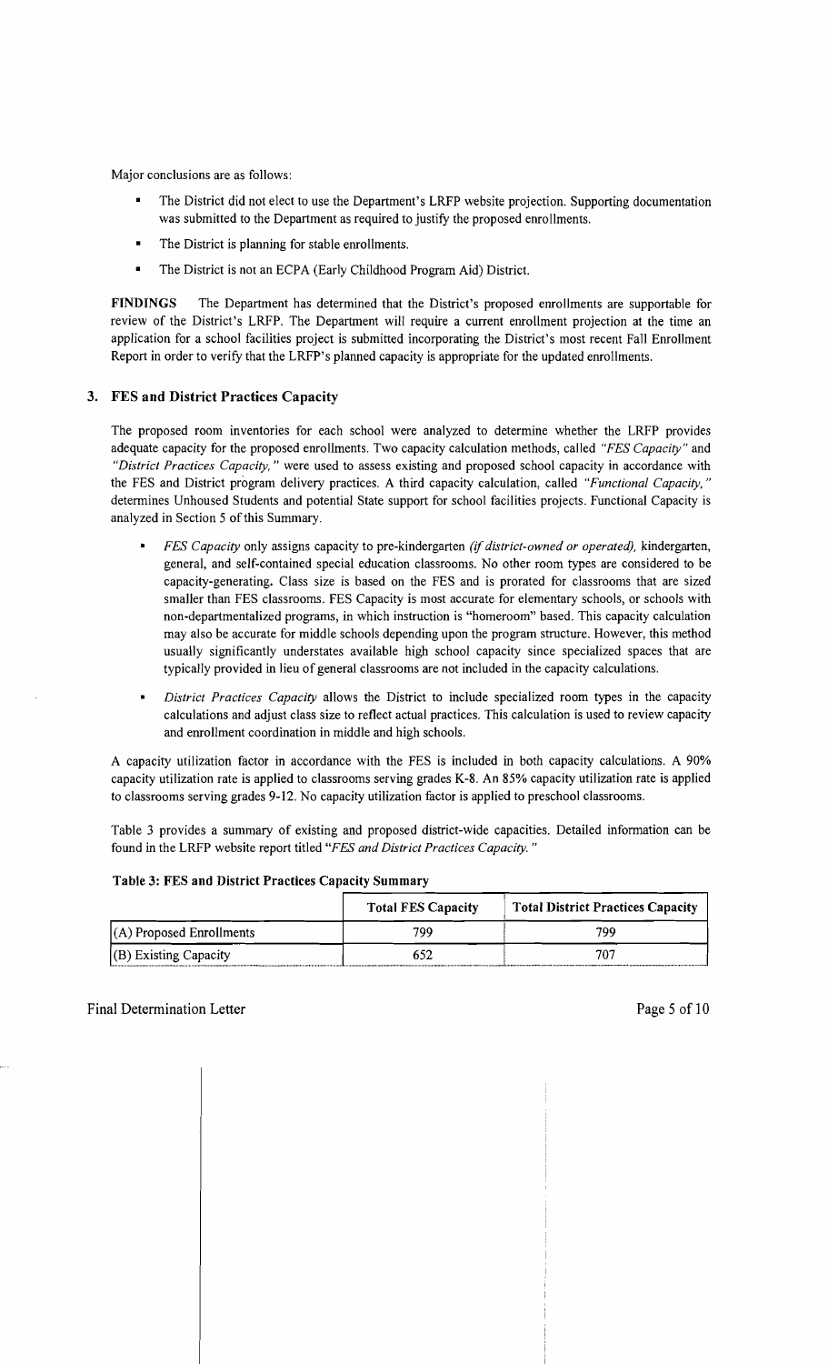Major conclusions are as follows:

- The District did not elect to use the Department's LRFP website projection. Supporting documentation was submitted to the Department as required to justify the proposed enrollments.
- The District is planning for stable enrollments.
- The District is not an ECPA (Early Childhood Program Aid) District.

**FINDINGS** The Department has determined that the District's proposed enrollments are supportable for review of the District's LRFP. The Department will require a current enrollment projection at the time an application for a school facilities project is submitted incorporating the District's most recent Fall Enrollment Report in order to verify that the LRFP's planned capacity is appropriate for the updated enrollments.

### 3. FES and District Practices Capacity

The proposed room inventories for each school were analyzed to determine whether the LRFP provides adequate capacity for the proposed enrollments. Two capacity calculation methods, called *"FES Capacity"* and *"District Practices Capacity,"* were used to assess existing and proposed school capacity in accordance with the FES and District program delivery practices. A third capacity calculation, called *"Functional Capacity,"* determines Unhoused Students and potential State support for school facilities projects. Functional Capacity is analyzed in Section 5 of this Summary.

- *FES Capacity* only assigns capacity to pre-kindergarten *(if district-owned or operated),* kindergarten, general, and self-contained special education classrooms. No other room types are considered to be capacity-generating. Class size is based on the FES and is prorated for classrooms that are sized smaller than FES classrooms. FES Capacity is most accurate for elementary schools, or schools with non-departmentalized programs, in which instruction is "homeroom" based. This capacity calculation may also be accurate for middle schools depending upon the program structure. However, this method usually significantly understates available high school capacity since specialized spaces that are typically provided in lieu of general classrooms are not included in the capacity calculations.
- *District Practices Capacity* allows the District to include specialized room types in the capacity calculations and adjust class size to reflect actual practices. This calculation is used to review capacity and enrollment coordination in middle and high schools.

A capacity utilization factor in accordance with the FES is included in both capacity calculations. A 90% capacity utilization rate is applied to classrooms serving grades K-8. An 85% capacity utilization rate is applied to classrooms serving grades 9-12. No capacity utilization factor is applied to preschool classrooms.

Table 3 provides a summary of existing and proposed district-wide capacities. Detailed information can be found in the LRFP website report titled *"FES and District Practices Capacity."*

**Table 3: FES and District Practices Capacity Summary**

| | Total FES Capacity | Total District Practices Capacity |
|---|---|---|
| (A) Proposed Enrollments | 799 | 799 |
| (B) Existing Capacity | 652 | 707 |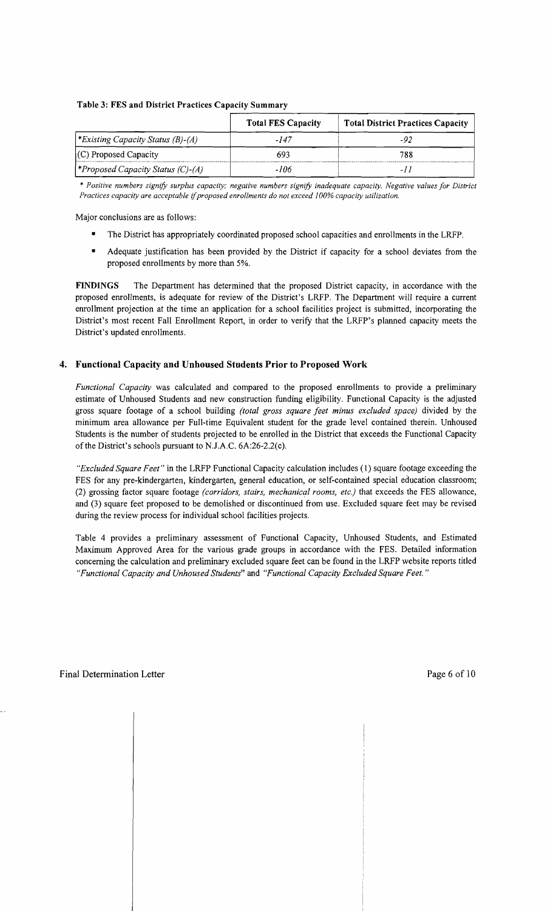**Table 3: FES and District Practices Capacity Summary**

| | Total FES Capacity | Total District Practices Capacity |
|---|---|---|
| *\*Existing Capacity Status (B)-(A)* | *-147* | *-92* |
| (C) Proposed Capacity | 693 | 788 |
| *\*Proposed Capacity Status (C)-(A)* | *-106* | *-11* |

*\* Positive numbers signify surplus capacity; negative numbers signify inadequate capacity. Negative values for District Practices capacity are acceptable if proposed enrollments do not exceed 100% capacity utilization.*

Major conclusions are as follows:

- The District has appropriately coordinated proposed school capacities and enrollments in the LRFP.
- Adequate justification has been provided by the District if capacity for a school deviates from the proposed enrollments by more than 5%.

**FINDINGS** The Department has determined that the proposed District capacity, in accordance with the proposed enrollments, is adequate for review of the District's LRFP. The Department will require a current enrollment projection at the time an application for a school facilities project is submitted, incorporating the District's most recent Fall Enrollment Report, in order to verify that the LRFP's planned capacity meets the District's updated enrollments.

## 4. Functional Capacity and Unhoused Students Prior to Proposed Work

*Functional Capacity* was calculated and compared to the proposed enrollments to provide a preliminary estimate of Unhoused Students and new construction funding eligibility. Functional Capacity is the adjusted gross square footage of a school building *(total gross square feet minus excluded space)* divided by the minimum area allowance per Full-time Equivalent student for the grade level contained therein. Unhoused Students is the number of students projected to be enrolled in the District that exceeds the Functional Capacity of the District's schools pursuant to N.J.A.C. 6A:26-2.2(c).

*"Excluded Square Feet"* in the LRFP Functional Capacity calculation includes (1) square footage exceeding the FES for any pre-kindergarten, kindergarten, general education, or self-contained special education classroom; (2) grossing factor square footage *(corridors, stairs, mechanical rooms, etc.)* that exceeds the FES allowance, and (3) square feet proposed to be demolished or discontinued from use. Excluded square feet may be revised during the review process for individual school facilities projects.

Table 4 provides a preliminary assessment of Functional Capacity, Unhoused Students, and Estimated Maximum Approved Area for the various grade groups in accordance with the FES. Detailed information concerning the calculation and preliminary excluded square feet can be found in the LRFP website reports titled *"Functional Capacity and Unhoused Students"* and *"Functional Capacity Excluded Square Feet."*

Final Determination Letter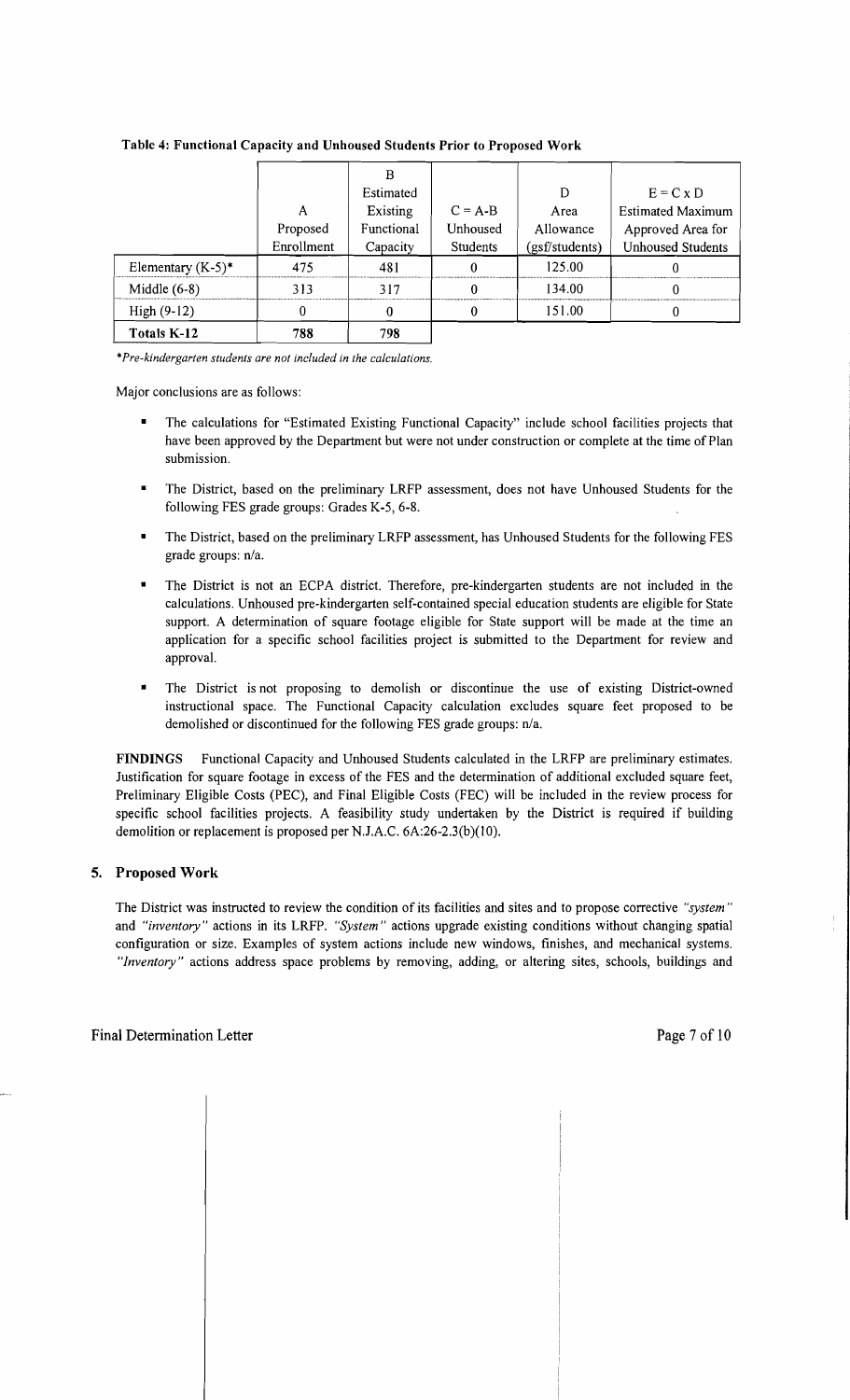**Table 4: Functional Capacity and Unhoused Students Prior to Proposed Work**

| | A<br>Proposed<br>Enrollment | B<br>Estimated<br>Existing<br>Functional<br>Capacity | C = A-B<br>Unhoused<br>Students | D<br>Area<br>Allowance<br>(gsf/students) | E = C x D<br>Estimated Maximum<br>Approved Area for<br>Unhoused Students |
|---|---|---|---|---|---|
| Elementary (K-5)* | 475 | 481 | 0 | 125.00 | 0 |
| Middle (6-8) | 313 | 317 | 0 | 134.00 | 0 |
| High (9-12) | 0 | 0 | 0 | 151.00 | 0 |
| **Totals K-12** | **788** | **798** | | | |

*\*Pre-kindergarten students are not included in the calculations.*

Major conclusions are as follows:

- The calculations for "Estimated Existing Functional Capacity" include school facilities projects that have been approved by the Department but were not under construction or complete at the time of Plan submission.
- The District, based on the preliminary LRFP assessment, does not have Unhoused Students for the following FES grade groups: Grades K-5, 6-8.
- The District, based on the preliminary LRFP assessment, has Unhoused Students for the following FES grade groups: n/a.
- The District is not an ECPA district. Therefore, pre-kindergarten students are not included in the calculations. Unhoused pre-kindergarten self-contained special education students are eligible for State support. A determination of square footage eligible for State support will be made at the time an application for a specific school facilities project is submitted to the Department for review and approval.
- The District is not proposing to demolish or discontinue the use of existing District-owned instructional space. The Functional Capacity calculation excludes square feet proposed to be demolished or discontinued for the following FES grade groups: n/a.

**FINDINGS** Functional Capacity and Unhoused Students calculated in the LRFP are preliminary estimates. Justification for square footage in excess of the FES and the determination of additional excluded square feet, Preliminary Eligible Costs (PEC), and Final Eligible Costs (FEC) will be included in the review process for specific school facilities projects. A feasibility study undertaken by the District is required if building demolition or replacement is proposed per N.J.A.C. 6A:26-2.3(b)(10).

## 5. Proposed Work

The District was instructed to review the condition of its facilities and sites and to propose corrective *"system"* and *"inventory"* actions in its LRFP. *"System"* actions upgrade existing conditions without changing spatial configuration or size. Examples of system actions include new windows, finishes, and mechanical systems. *"Inventory"* actions address space problems by removing, adding, or altering sites, schools, buildings and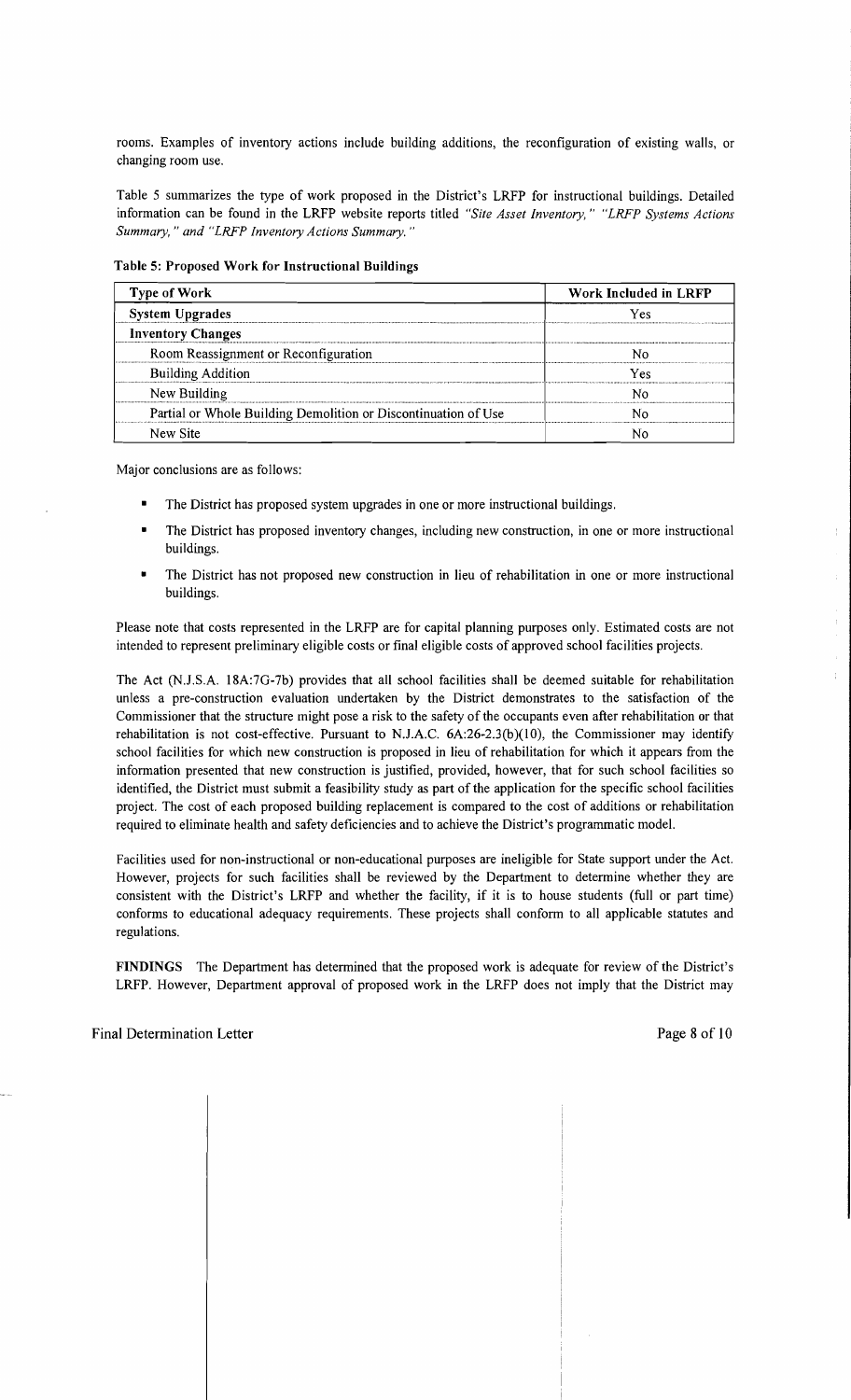rooms. Examples of inventory actions include building additions, the reconfiguration of existing walls, or changing room use.

Table 5 summarizes the type of work proposed in the District's LRFP for instructional buildings. Detailed information can be found in the LRFP website reports titled *"Site Asset Inventory," "LRFP Systems Actions Summary," and "LRFP Inventory Actions Summary."*

**Table 5: Proposed Work for Instructional Buildings**

| Type of Work | Work Included in LRFP |
|---|---|
| **System Upgrades** | Yes |
| **Inventory Changes** | |
| Room Reassignment or Reconfiguration | No |
| Building Addition | Yes |
| New Building | No |
| Partial or Whole Building Demolition or Discontinuation of Use | No |
| New Site | No |

Major conclusions are as follows:

- The District has proposed system upgrades in one or more instructional buildings.
- The District has proposed inventory changes, including new construction, in one or more instructional buildings.
- The District has not proposed new construction in lieu of rehabilitation in one or more instructional buildings.

Please note that costs represented in the LRFP are for capital planning purposes only. Estimated costs are not intended to represent preliminary eligible costs or final eligible costs of approved school facilities projects.

The Act (N.J.S.A. 18A:7G-7b) provides that all school facilities shall be deemed suitable for rehabilitation unless a pre-construction evaluation undertaken by the District demonstrates to the satisfaction of the Commissioner that the structure might pose a risk to the safety of the occupants even after rehabilitation or that rehabilitation is not cost-effective. Pursuant to N.J.A.C. 6A:26-2.3(b)(10), the Commissioner may identify school facilities for which new construction is proposed in lieu of rehabilitation for which it appears from the information presented that new construction is justified, provided, however, that for such school facilities so identified, the District must submit a feasibility study as part of the application for the specific school facilities project. The cost of each proposed building replacement is compared to the cost of additions or rehabilitation required to eliminate health and safety deficiencies and to achieve the District's programmatic model.

Facilities used for non-instructional or non-educational purposes are ineligible for State support under the Act. However, projects for such facilities shall be reviewed by the Department to determine whether they are consistent with the District's LRFP and whether the facility, if it is to house students (full or part time) conforms to educational adequacy requirements. These projects shall conform to all applicable statutes and regulations.

**FINDINGS** The Department has determined that the proposed work is adequate for review of the District's LRFP. However, Department approval of proposed work in the LRFP does not imply that the District may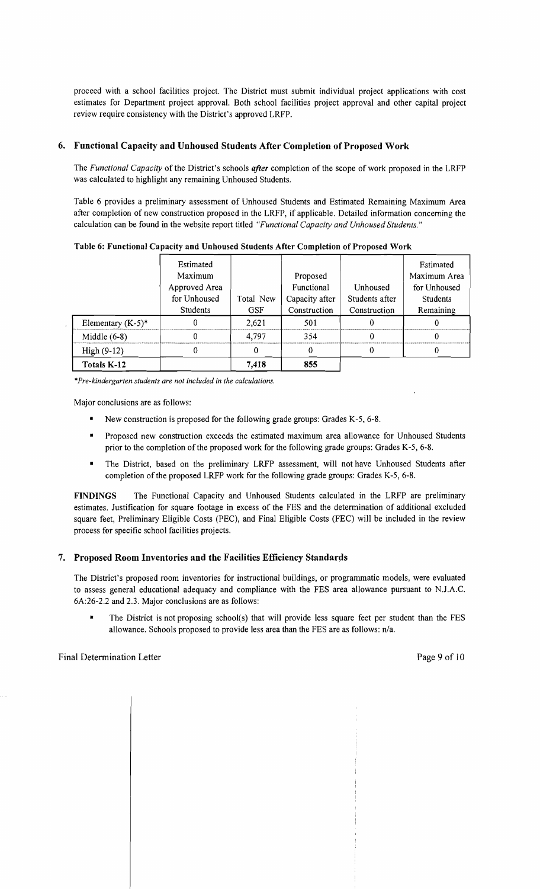proceed with a school facilities project. The District must submit individual project applications with cost estimates for Department project approval. Both school facilities project approval and other capital project review require consistency with the District's approved LRFP.

### 6. Functional Capacity and Unhoused Students After Completion of Proposed Work

The *Functional Capacity* of the District's schools ***after*** completion of the scope of work proposed in the LRFP was calculated to highlight any remaining Unhoused Students.

Table 6 provides a preliminary assessment of Unhoused Students and Estimated Remaining Maximum Area after completion of new construction proposed in the LRFP, if applicable. Detailed information concerning the calculation can be found in the website report titled *"Functional Capacity and Unhoused Students."*

**Table 6: Functional Capacity and Unhoused Students After Completion of Proposed Work**

| | Estimated Maximum Approved Area for Unhoused Students | Total New GSF | Proposed Functional Capacity after Construction | Unhoused Students after Construction | Estimated Maximum Area for Unhoused Students Remaining |
|---|---|---|---|---|---|
| Elementary (K-5)* | 0 | 2,621 | 501 | 0 | 0 |
| Middle (6-8) | 0 | 4,797 | 354 | 0 | 0 |
| High (9-12) | 0 | 0 | 0 | 0 | 0 |
| **Totals K-12** | | **7,418** | **855** | | |

*Pre-kindergarten students are not included in the calculations.*

Major conclusions are as follows:

- New construction is proposed for the following grade groups: Grades K-5, 6-8.
- Proposed new construction exceeds the estimated maximum area allowance for Unhoused Students prior to the completion of the proposed work for the following grade groups: Grades K-5, 6-8.
- The District, based on the preliminary LRFP assessment, will not have Unhoused Students after completion of the proposed LRFP work for the following grade groups: Grades K-5, 6-8.

**FINDINGS** The Functional Capacity and Unhoused Students calculated in the LRFP are preliminary estimates. Justification for square footage in excess of the FES and the determination of additional excluded square feet, Preliminary Eligible Costs (PEC), and Final Eligible Costs (FEC) will be included in the review process for specific school facilities projects.

### 7. Proposed Room Inventories and the Facilities Efficiency Standards

The District's proposed room inventories for instructional buildings, or programmatic models, were evaluated to assess general educational adequacy and compliance with the FES area allowance pursuant to N.J.A.C. 6A:26-2.2 and 2.3. Major conclusions are as follows:

- The District is not proposing school(s) that will provide less square feet per student than the FES allowance. Schools proposed to provide less area than the FES are as follows: n/a.

Final Determination Letter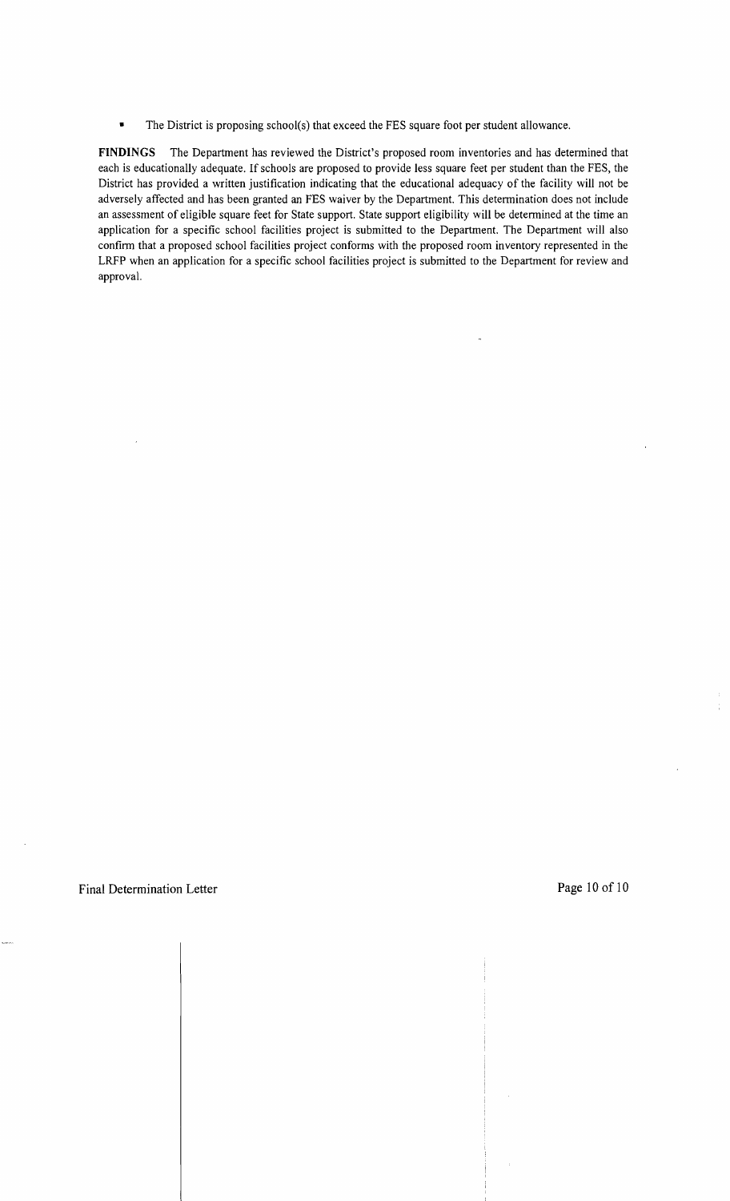- The District is proposing school(s) that exceed the FES square foot per student allowance.

**FINDINGS** The Department has reviewed the District's proposed room inventories and has determined that each is educationally adequate. If schools are proposed to provide less square feet per student than the FES, the District has provided a written justification indicating that the educational adequacy of the facility will not be adversely affected and has been granted an FES waiver by the Department. This determination does not include an assessment of eligible square feet for State support. State support eligibility will be determined at the time an application for a specific school facilities project is submitted to the Department. The Department will also confirm that a proposed school facilities project conforms with the proposed room inventory represented in the LRFP when an application for a specific school facilities project is submitted to the Department for review and approval.